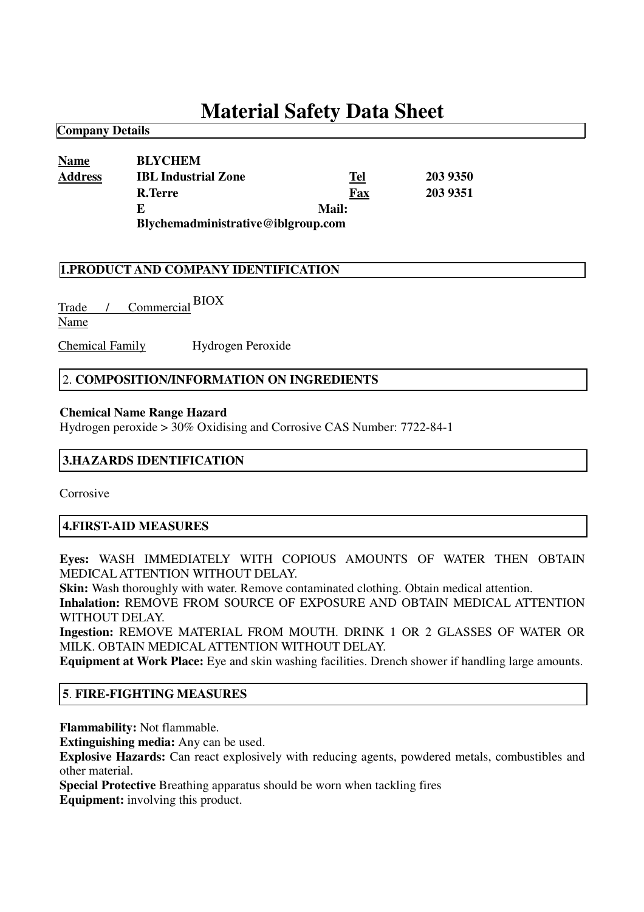# Material Safety Data Sheet

**Company Details**

| | | | |
|---|---|---|---|
| **Name** | **BLYCHEM** | | |
| **Address** | **IBL Industrial Zone** | **Tel** | **203 9350** |
| | **R.Terre** | **Fax** | **203 9351** |
| | **E Mail: Blychemadministrative@iblgroup.com** | | |

## 1.PRODUCT AND COMPANY IDENTIFICATION

Trade / Commercial Name BIOX

Chemical Family Hydrogen Peroxide

## 2. COMPOSITION/INFORMATION ON INGREDIENTS

**Chemical Name Range Hazard**

Hydrogen peroxide > 30% Oxidising and Corrosive CAS Number: 7722-84-1

## 3.HAZARDS IDENTIFICATION

Corrosive

## 4.FIRST-AID MEASURES

**Eyes:** WASH IMMEDIATELY WITH COPIOUS AMOUNTS OF WATER THEN OBTAIN MEDICAL ATTENTION WITHOUT DELAY.

**Skin:** Wash thoroughly with water. Remove contaminated clothing. Obtain medical attention.

**Inhalation:** REMOVE FROM SOURCE OF EXPOSURE AND OBTAIN MEDICAL ATTENTION WITHOUT DELAY.

**Ingestion:** REMOVE MATERIAL FROM MOUTH. DRINK 1 OR 2 GLASSES OF WATER OR MILK. OBTAIN MEDICAL ATTENTION WITHOUT DELAY.

**Equipment at Work Place:** Eye and skin washing facilities. Drench shower if handling large amounts.

## 5. FIRE-FIGHTING MEASURES

**Flammability:** Not flammable.

**Extinguishing media:** Any can be used.

**Explosive Hazards:** Can react explosively with reducing agents, powdered metals, combustibles and other material.

**Special Protective Equipment:** Breathing apparatus should be worn when tackling fires involving this product.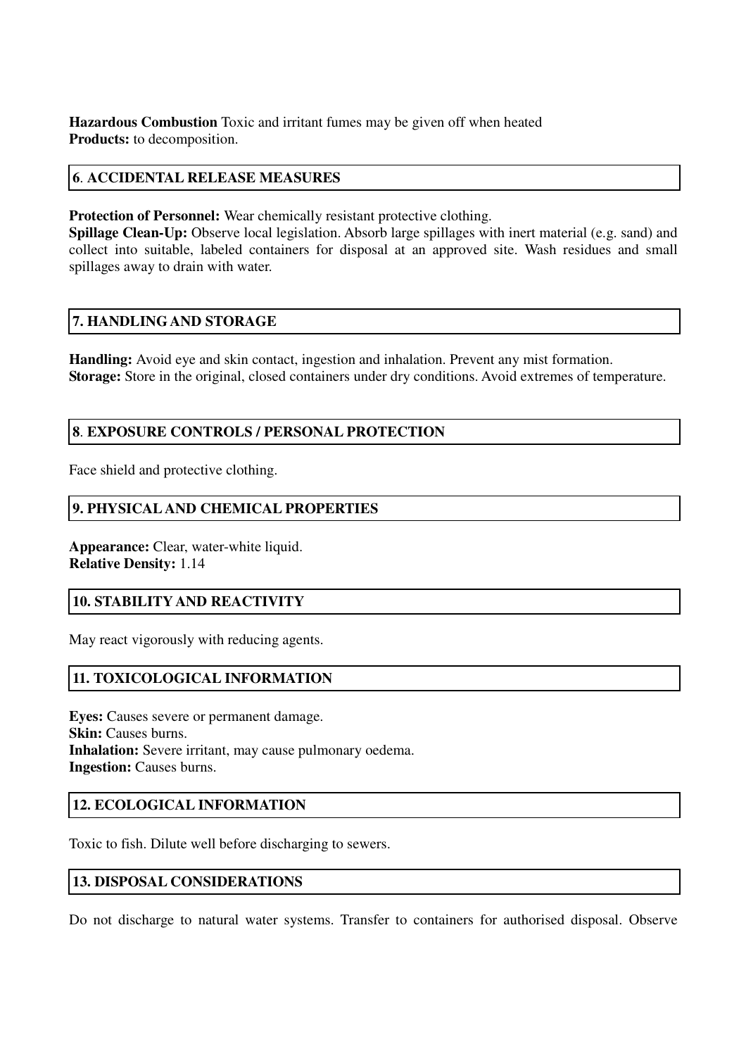**Hazardous Combustion Products:** Toxic and irritant fumes may be given off when heated to decomposition.

## 6. ACCIDENTAL RELEASE MEASURES

**Protection of Personnel:** Wear chemically resistant protective clothing.
**Spillage Clean-Up:** Observe local legislation. Absorb large spillages with inert material (e.g. sand) and collect into suitable, labeled containers for disposal at an approved site. Wash residues and small spillages away to drain with water.

## 7. HANDLING AND STORAGE

**Handling:** Avoid eye and skin contact, ingestion and inhalation. Prevent any mist formation.
**Storage:** Store in the original, closed containers under dry conditions. Avoid extremes of temperature.

## 8. EXPOSURE CONTROLS / PERSONAL PROTECTION

Face shield and protective clothing.

## 9. PHYSICAL AND CHEMICAL PROPERTIES

**Appearance:** Clear, water-white liquid.
**Relative Density:** 1.14

## 10. STABILITY AND REACTIVITY

May react vigorously with reducing agents.

## 11. TOXICOLOGICAL INFORMATION

**Eyes:** Causes severe or permanent damage.
**Skin:** Causes burns.
**Inhalation:** Severe irritant, may cause pulmonary oedema.
**Ingestion:** Causes burns.

## 12. ECOLOGICAL INFORMATION

Toxic to fish. Dilute well before discharging to sewers.

## 13. DISPOSAL CONSIDERATIONS

Do not discharge to natural water systems. Transfer to containers for authorised disposal. Observe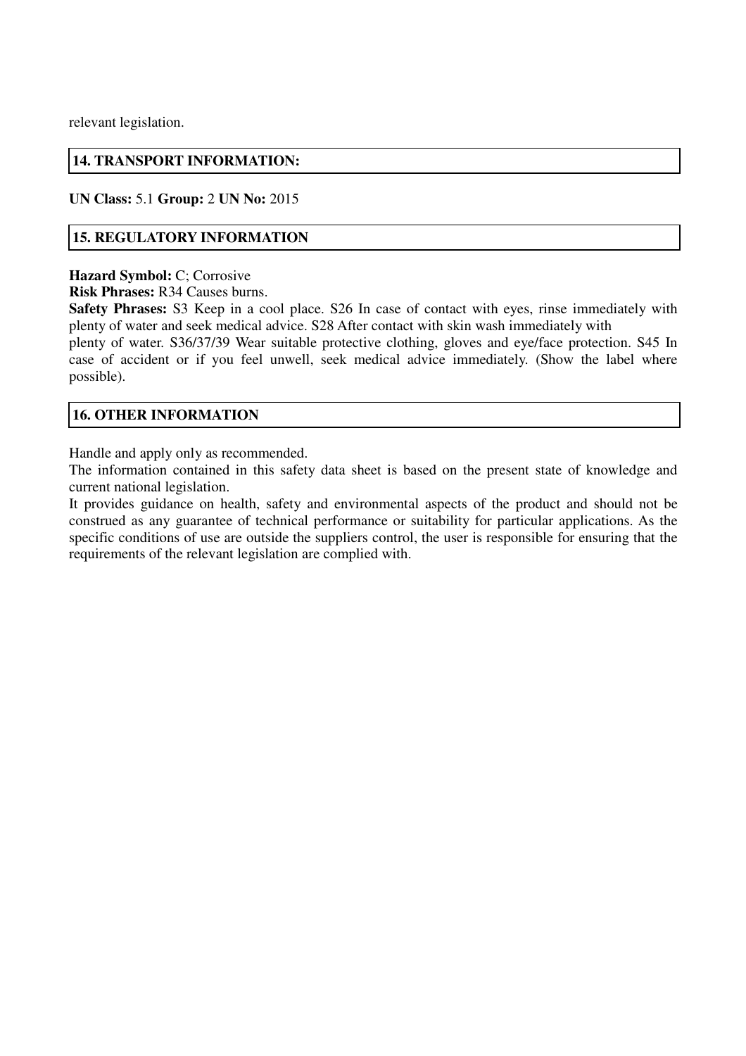relevant legislation.

## 14. TRANSPORT INFORMATION:

**UN Class:** 5.1 **Group:** 2 **UN No:** 2015

## 15. REGULATORY INFORMATION

**Hazard Symbol:** C; Corrosive
**Risk Phrases:** R34 Causes burns.
**Safety Phrases:** S3 Keep in a cool place. S26 In case of contact with eyes, rinse immediately with plenty of water and seek medical advice. S28 After contact with skin wash immediately with plenty of water. S36/37/39 Wear suitable protective clothing, gloves and eye/face protection. S45 In case of accident or if you feel unwell, seek medical advice immediately. (Show the label where possible).

## 16. OTHER INFORMATION

Handle and apply only as recommended.
The information contained in this safety data sheet is based on the present state of knowledge and current national legislation.
It provides guidance on health, safety and environmental aspects of the product and should not be construed as any guarantee of technical performance or suitability for particular applications. As the specific conditions of use are outside the suppliers control, the user is responsible for ensuring that the requirements of the relevant legislation are complied with.